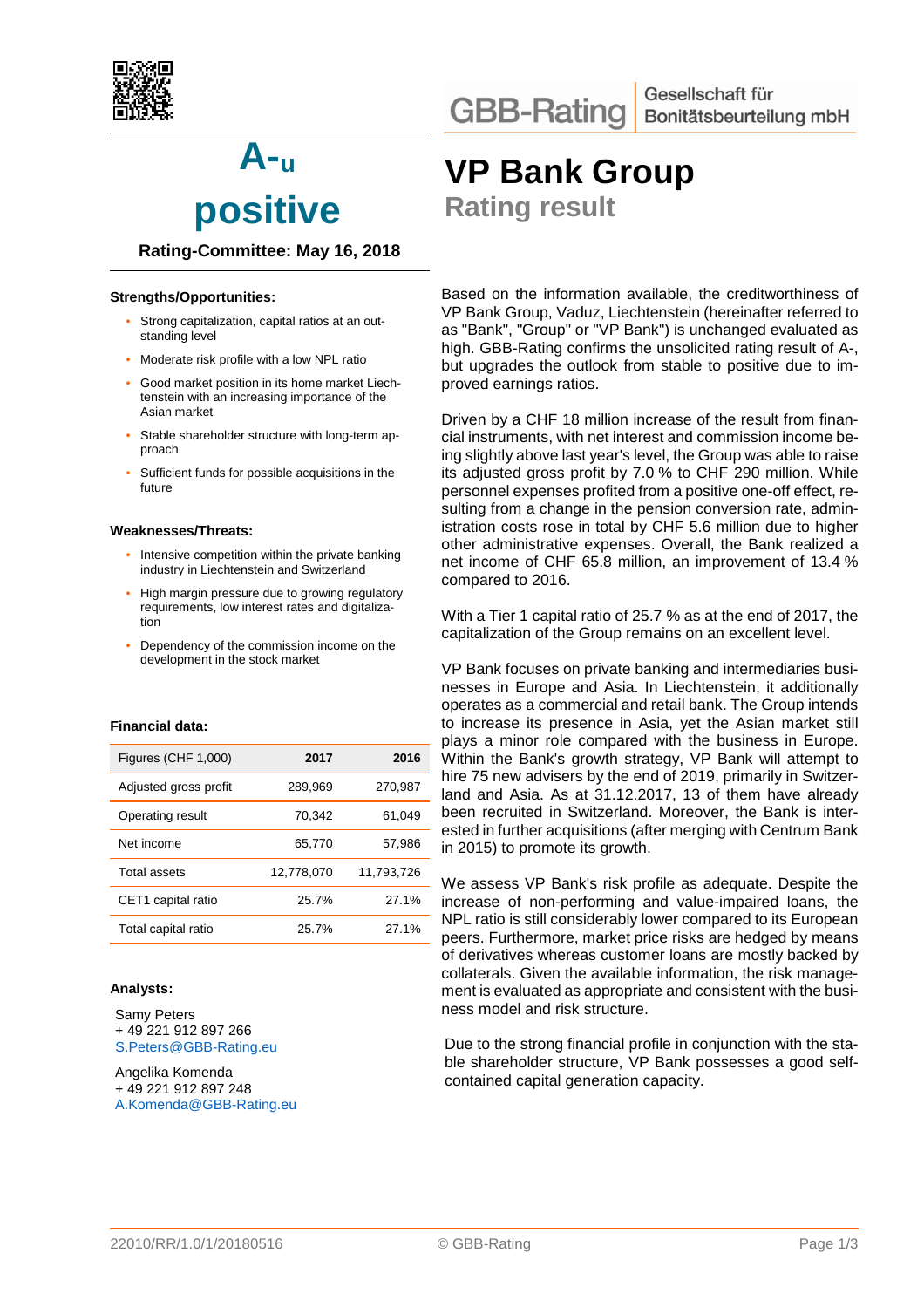GBB-Rating | Gesellschaft für Bonitätsbeurteilung mbH

# A-u
# positive

**Rating-Committee: May 16, 2018**

# VP Bank Group
## Rating result

### Strengths/Opportunities:

- Strong capitalization, capital ratios at an outstanding level
- Moderate risk profile with a low NPL ratio
- Good market position in its home market Liechtenstein with an increasing importance of the Asian market
- Stable shareholder structure with long-term approach
- Sufficient funds for possible acquisitions in the future

### Weaknesses/Threats:

- Intensive competition within the private banking industry in Liechtenstein and Switzerland
- High margin pressure due to growing regulatory requirements, low interest rates and digitalization
- Dependency of the commission income on the development in the stock market

### Financial data:

| Figures (CHF 1,000) | 2017 | 2016 |
|---|---|---|
| Adjusted gross profit | 289,969 | 270,987 |
| Operating result | 70,342 | 61,049 |
| Net income | 65,770 | 57,986 |
| Total assets | 12,778,070 | 11,793,726 |
| CET1 capital ratio | 25.7% | 27.1% |
| Total capital ratio | 25.7% | 27.1% |

### Analysts:

Samy Peters
+ 49 221 912 897 266
S.Peters@GBB-Rating.eu

Angelika Komenda
+ 49 221 912 897 248
A.Komenda@GBB-Rating.eu

Based on the information available, the creditworthiness of VP Bank Group, Vaduz, Liechtenstein (hereinafter referred to as "Bank", "Group" or "VP Bank") is unchanged evaluated as high. GBB-Rating confirms the unsolicited rating result of A-, but upgrades the outlook from stable to positive due to improved earnings ratios.

Driven by a CHF 18 million increase of the result from financial instruments, with net interest and commission income being slightly above last year's level, the Group was able to raise its adjusted gross profit by 7.0 % to CHF 290 million. While personnel expenses profited from a positive one-off effect, resulting from a change in the pension conversion rate, administration costs rose in total by CHF 5.6 million due to higher other administrative expenses. Overall, the Bank realized a net income of CHF 65.8 million, an improvement of 13.4 % compared to 2016.

With a Tier 1 capital ratio of 25.7 % as at the end of 2017, the capitalization of the Group remains on an excellent level.

VP Bank focuses on private banking and intermediaries businesses in Europe and Asia. In Liechtenstein, it additionally operates as a commercial and retail bank. The Group intends to increase its presence in Asia, yet the Asian market still plays a minor role compared with the business in Europe. Within the Bank's growth strategy, VP Bank will attempt to hire 75 new advisers by the end of 2019, primarily in Switzerland and Asia. As at 31.12.2017, 13 of them have already been recruited in Switzerland. Moreover, the Bank is interested in further acquisitions (after merging with Centrum Bank in 2015) to promote its growth.

We assess VP Bank's risk profile as adequate. Despite the increase of non-performing and value-impaired loans, the NPL ratio is still considerably lower compared to its European peers. Furthermore, market price risks are hedged by means of derivatives whereas customer loans are mostly backed by collaterals. Given the available information, the risk management is evaluated as appropriate and consistent with the business model and risk structure.

Due to the strong financial profile in conjunction with the stable shareholder structure, VP Bank possesses a good self-contained capital generation capacity.

22010/RR/1.0/1/20180516 © GBB-Rating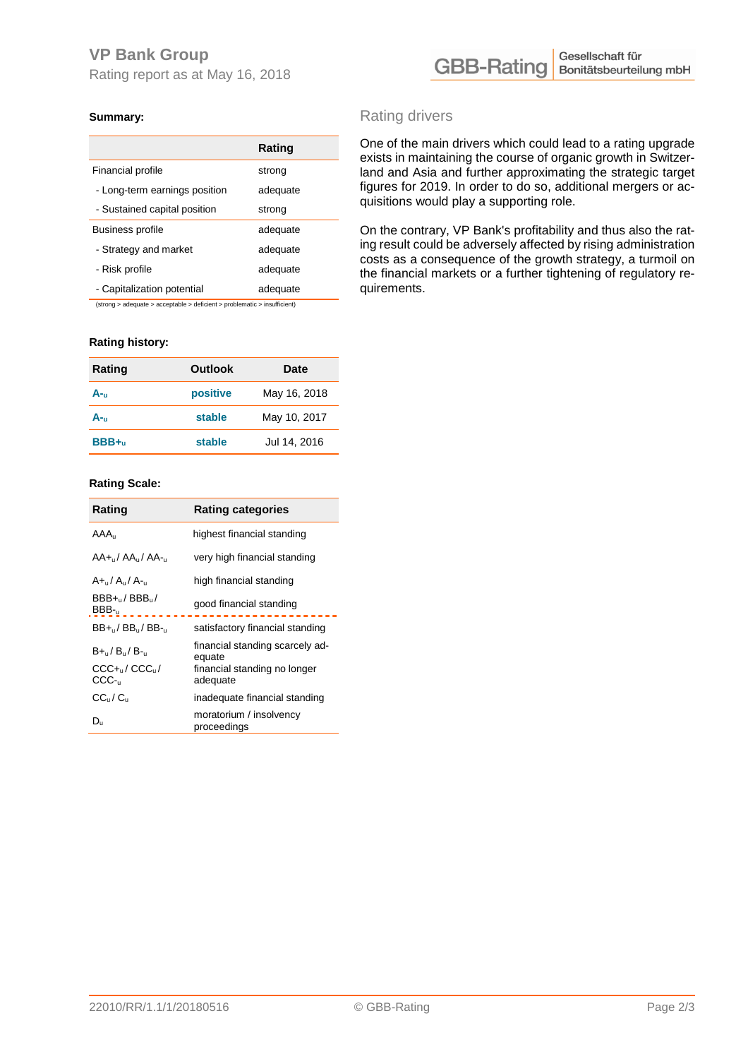**Summary:**

| | Rating |
|---|---|
| Financial profile | strong |
| - Long-term earnings position | adequate |
| - Sustained capital position | strong |
| Business profile | adequate |
| - Strategy and market | adequate |
| - Risk profile | adequate |
| - Capitalization potential | adequate |

(strong > adequate > acceptable > deficient > problematic > insufficient)

**Rating history:**

| Rating | Outlook | Date |
|---|---|---|
| **A-$_u$** | **positive** | May 16, 2018 |
| **A-$_u$** | **stable** | May 10, 2017 |
| **BBB+$_u$** | **stable** | Jul 14, 2016 |

**Rating Scale:**

| Rating | Rating categories |
|---|---|
| AAA$_u$ | highest financial standing |
| AA+$_u$ / AA$_u$ / AA-$_u$ | very high financial standing |
| A+$_u$ / A$_u$ / A-$_u$ | high financial standing |
| BBB+$_u$ / BBB$_u$ / BBB-$_u$ | good financial standing |
| BB+$_u$ / BB$_u$ / BB-$_u$ | satisfactory financial standing |
| B+$_u$ / B$_u$ / B-$_u$ | financial standing scarcely adequate |
| CCC+$_u$ / CCC$_u$ / CCC-$_u$ | financial standing no longer adequate |
| CC$_u$ / C$_u$ | inadequate financial standing |
| D$_u$ | moratorium / insolvency proceedings |

## Rating drivers

One of the main drivers which could lead to a rating upgrade exists in maintaining the course of organic growth in Switzerland and Asia and further approximating the strategic target figures for 2019. In order to do so, additional mergers or acquisitions would play a supporting role.

On the contrary, VP Bank's profitability and thus also the rating result could be adversely affected by rising administration costs as a consequence of the growth strategy, a turmoil on the financial markets or a further tightening of regulatory requirements.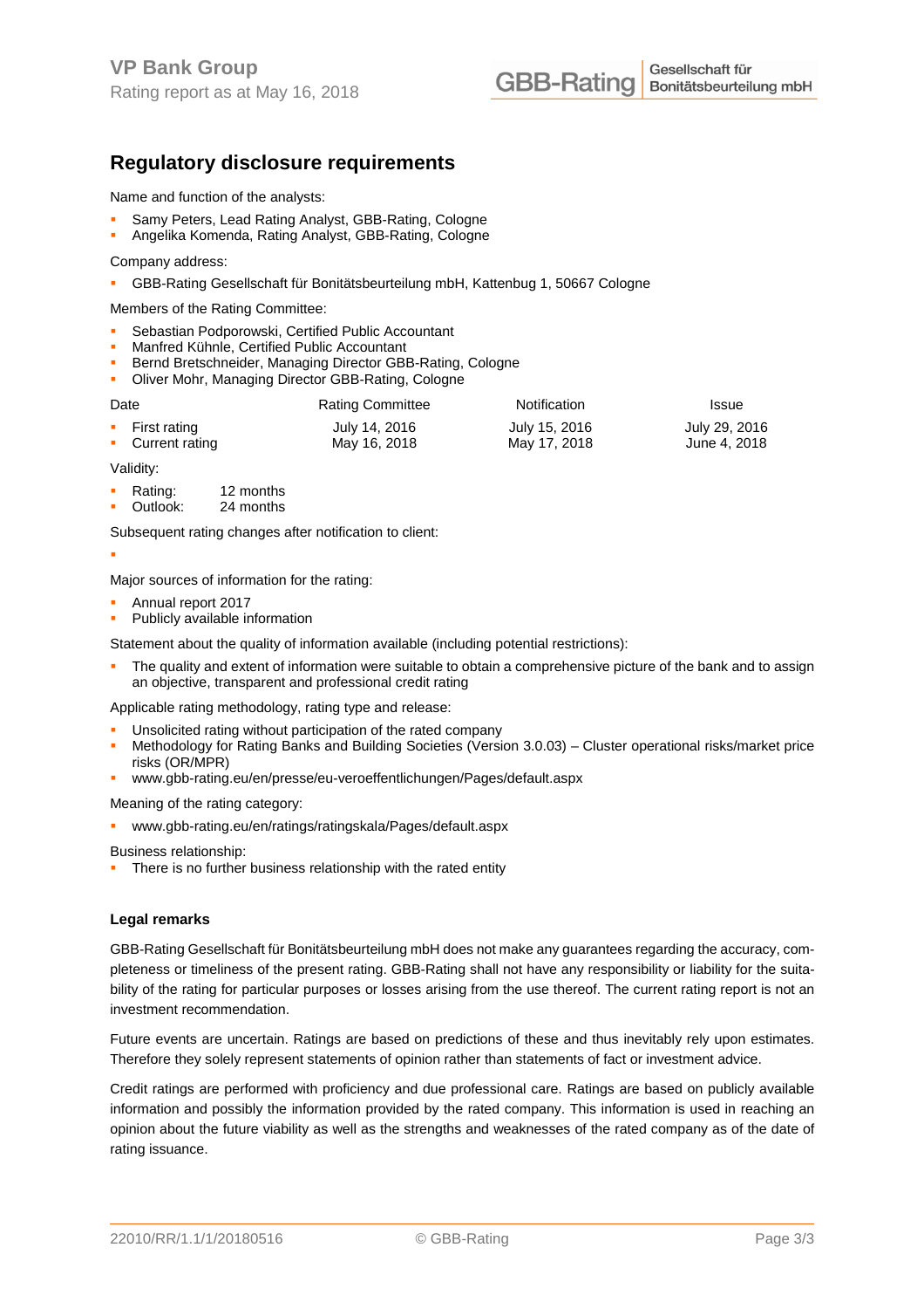## Regulatory disclosure requirements

Name and function of the analysts:

- Samy Peters, Lead Rating Analyst, GBB-Rating, Cologne
- Angelika Komenda, Rating Analyst, GBB-Rating, Cologne

Company address:

- GBB-Rating Gesellschaft für Bonitätsbeurteilung mbH, Kattenbug 1, 50667 Cologne

Members of the Rating Committee:

- Sebastian Podporowski, Certified Public Accountant
- Manfred Kühnle, Certified Public Accountant
- Bernd Bretschneider, Managing Director GBB-Rating, Cologne
- Oliver Mohr, Managing Director GBB-Rating, Cologne

| Date | Rating Committee | Notification | Issue |
|---|---|---|---|
| First rating | July 14, 2016 | July 15, 2016 | July 29, 2016 |
| Current rating | May 16, 2018 | May 17, 2018 | June 4, 2018 |

Validity:

- Rating: 12 months
- Outlook: 24 months

Subsequent rating changes after notification to client:

-

Major sources of information for the rating:

- Annual report 2017
- Publicly available information

Statement about the quality of information available (including potential restrictions):

- The quality and extent of information were suitable to obtain a comprehensive picture of the bank and to assign an objective, transparent and professional credit rating

Applicable rating methodology, rating type and release:

- Unsolicited rating without participation of the rated company
- Methodology for Rating Banks and Building Societies (Version 3.0.03) – Cluster operational risks/market price risks (OR/MPR)
- www.gbb-rating.eu/en/presse/eu-veroeffentlichungen/Pages/default.aspx

Meaning of the rating category:

- www.gbb-rating.eu/en/ratings/ratingskala/Pages/default.aspx

Business relationship:

- There is no further business relationship with the rated entity

### Legal remarks

GBB-Rating Gesellschaft für Bonitätsbeurteilung mbH does not make any guarantees regarding the accuracy, completeness or timeliness of the present rating. GBB-Rating shall not have any responsibility or liability for the suitability of the rating for particular purposes or losses arising from the use thereof. The current rating report is not an investment recommendation.

Future events are uncertain. Ratings are based on predictions of these and thus inevitably rely upon estimates. Therefore they solely represent statements of opinion rather than statements of fact or investment advice.

Credit ratings are performed with proficiency and due professional care. Ratings are based on publicly available information and possibly the information provided by the rated company. This information is used in reaching an opinion about the future viability as well as the strengths and weaknesses of the rated company as of the date of rating issuance.